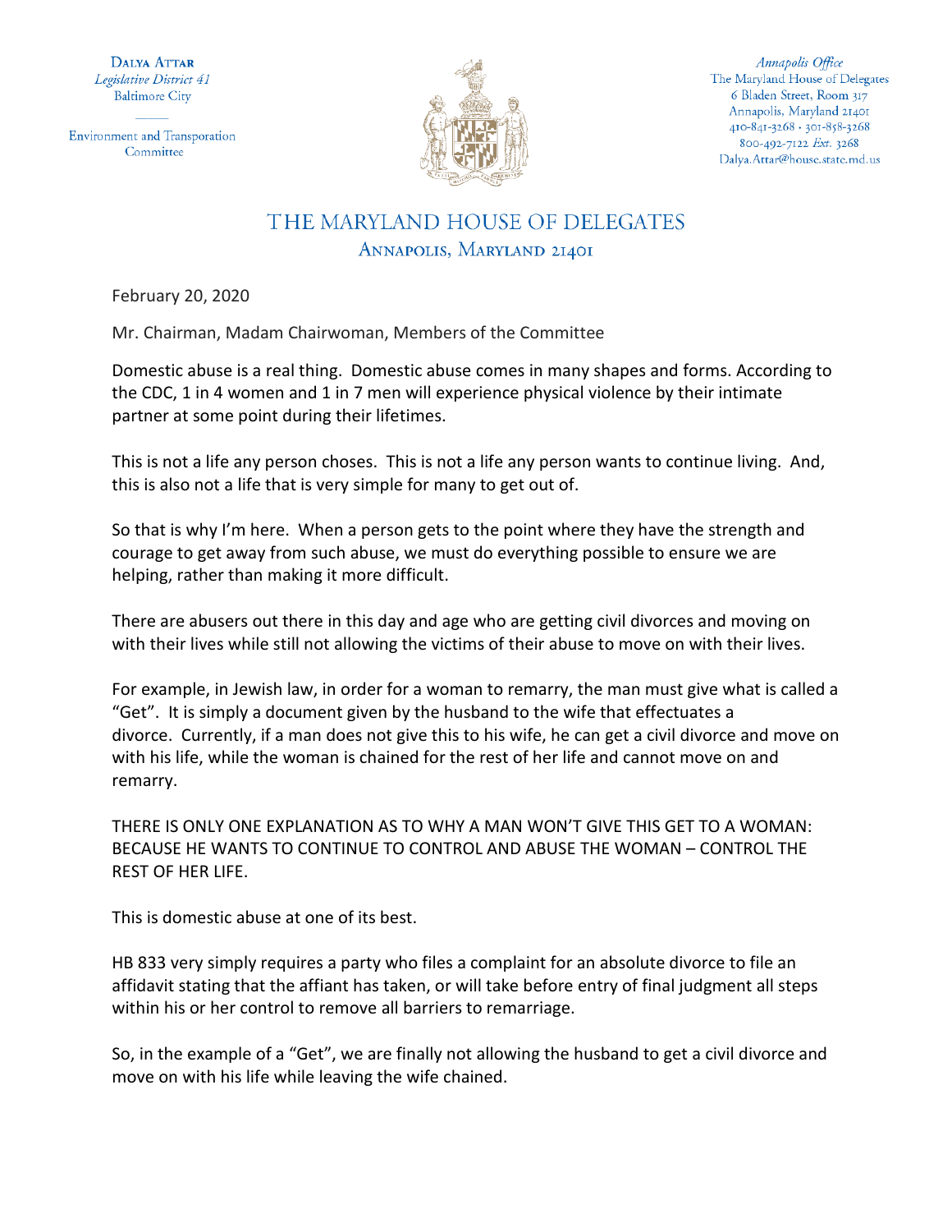**Dalya Attar**
*Legislative District 41*
Baltimore City

Environment and Transporation Committee

*Annapolis Office*
The Maryland House of Delegates
6 Bladen Street, Room 317
Annapolis, Maryland 21401
410-841-3268 · 301-858-3268
800-492-7122 *Ext.* 3268
Dalya.Attar@house.state.md.us

# THE MARYLAND HOUSE OF DELEGATES

## Annapolis, Maryland 21401

February 20, 2020

Mr. Chairman, Madam Chairwoman, Members of the Committee

Domestic abuse is a real thing. Domestic abuse comes in many shapes and forms. According to the CDC, 1 in 4 women and 1 in 7 men will experience physical violence by their intimate partner at some point during their lifetimes.

This is not a life any person choses. This is not a life any person wants to continue living. And, this is also not a life that is very simple for many to get out of.

So that is why I'm here. When a person gets to the point where they have the strength and courage to get away from such abuse, we must do everything possible to ensure we are helping, rather than making it more difficult.

There are abusers out there in this day and age who are getting civil divorces and moving on with their lives while still not allowing the victims of their abuse to move on with their lives.

For example, in Jewish law, in order for a woman to remarry, the man must give what is called a "Get". It is simply a document given by the husband to the wife that effectuates a divorce. Currently, if a man does not give this to his wife, he can get a civil divorce and move on with his life, while the woman is chained for the rest of her life and cannot move on and remarry.

THERE IS ONLY ONE EXPLANATION AS TO WHY A MAN WON'T GIVE THIS GET TO A WOMAN: BECAUSE HE WANTS TO CONTINUE TO CONTROL AND ABUSE THE WOMAN – CONTROL THE REST OF HER LIFE.

This is domestic abuse at one of its best.

HB 833 very simply requires a party who files a complaint for an absolute divorce to file an affidavit stating that the affiant has taken, or will take before entry of final judgment all steps within his or her control to remove all barriers to remarriage.

So, in the example of a "Get", we are finally not allowing the husband to get a civil divorce and move on with his life while leaving the wife chained.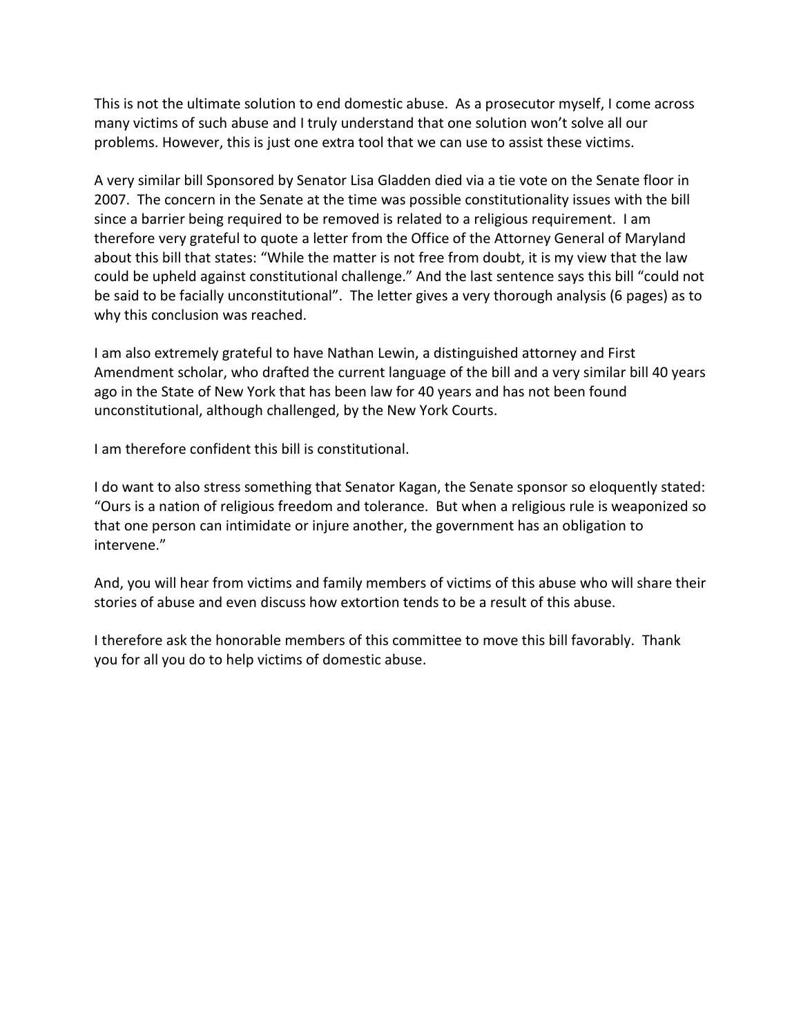This is not the ultimate solution to end domestic abuse. As a prosecutor myself, I come across many victims of such abuse and I truly understand that one solution won't solve all our problems. However, this is just one extra tool that we can use to assist these victims.

A very similar bill Sponsored by Senator Lisa Gladden died via a tie vote on the Senate floor in 2007. The concern in the Senate at the time was possible constitutionality issues with the bill since a barrier being required to be removed is related to a religious requirement. I am therefore very grateful to quote a letter from the Office of the Attorney General of Maryland about this bill that states: "While the matter is not free from doubt, it is my view that the law could be upheld against constitutional challenge." And the last sentence says this bill "could not be said to be facially unconstitutional". The letter gives a very thorough analysis (6 pages) as to why this conclusion was reached.

I am also extremely grateful to have Nathan Lewin, a distinguished attorney and First Amendment scholar, who drafted the current language of the bill and a very similar bill 40 years ago in the State of New York that has been law for 40 years and has not been found unconstitutional, although challenged, by the New York Courts.

I am therefore confident this bill is constitutional.

I do want to also stress something that Senator Kagan, the Senate sponsor so eloquently stated: "Ours is a nation of religious freedom and tolerance. But when a religious rule is weaponized so that one person can intimidate or injure another, the government has an obligation to intervene."

And, you will hear from victims and family members of victims of this abuse who will share their stories of abuse and even discuss how extortion tends to be a result of this abuse.

I therefore ask the honorable members of this committee to move this bill favorably. Thank you for all you do to help victims of domestic abuse.